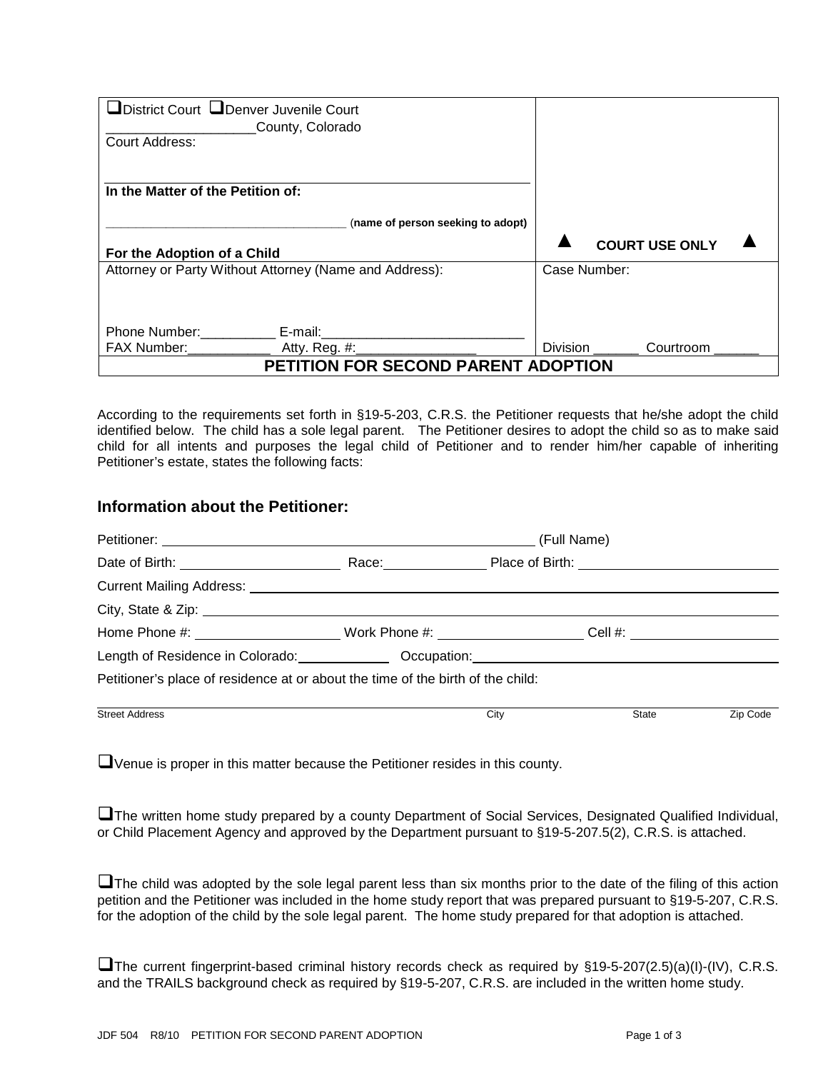| ❑District Court ❑Denver Juvenile Court<br>___________________County, Colorado<br>Court Address:<br><br>**In the Matter of the Petition of:**<br><br>___________________________________ (**name of person seeking to adopt**)<br><br>**For the Adoption of a Child** | ▲ **COURT USE ONLY** ▲ |
|---|---|
| Attorney or Party Without Attorney (Name and Address):<br><br><br>Phone Number:__________ E-mail:___________________________<br>FAX Number:___________ Atty. Reg. #:________________ | Case Number:<br><br><br><br>Division ______ Courtroom ______ |
| **PETITION FOR SECOND PARENT ADOPTION** | |

According to the requirements set forth in §19-5-203, C.R.S. the Petitioner requests that he/she adopt the child identified below. The child has a sole legal parent. The Petitioner desires to adopt the child so as to make said child for all intents and purposes the legal child of Petitioner and to render him/her capable of inheriting Petitioner's estate, states the following facts:

## Information about the Petitioner:

Petitioner: ____________________________________________________ (Full Name)

Date of Birth: ______________________ Race:______________ Place of Birth: ___________________________

Current Mailing Address: ___________________________________________________________________

City, State & Zip: _________________________________________________________________________

Home Phone #: ____________________ Work Phone #: ____________________ Cell #: ____________________

Length of Residence in Colorado:_____________ Occupation:_______________________________________

Petitioner's place of residence at or about the time of the birth of the child:

_________________________________________________________________________________________
Street Address City State Zip Code

❑Venue is proper in this matter because the Petitioner resides in this county.

❑The written home study prepared by a county Department of Social Services, Designated Qualified Individual, or Child Placement Agency and approved by the Department pursuant to §19-5-207.5(2), C.R.S. is attached.

❑The child was adopted by the sole legal parent less than six months prior to the date of the filing of this action petition and the Petitioner was included in the home study report that was prepared pursuant to §19-5-207, C.R.S. for the adoption of the child by the sole legal parent. The home study prepared for that adoption is attached.

❑The current fingerprint-based criminal history records check as required by §19-5-207(2.5)(a)(I)-(IV), C.R.S. and the TRAILS background check as required by §19-5-207, C.R.S. are included in the written home study.

JDF 504 R8/10 PETITION FOR SECOND PARENT ADOPTION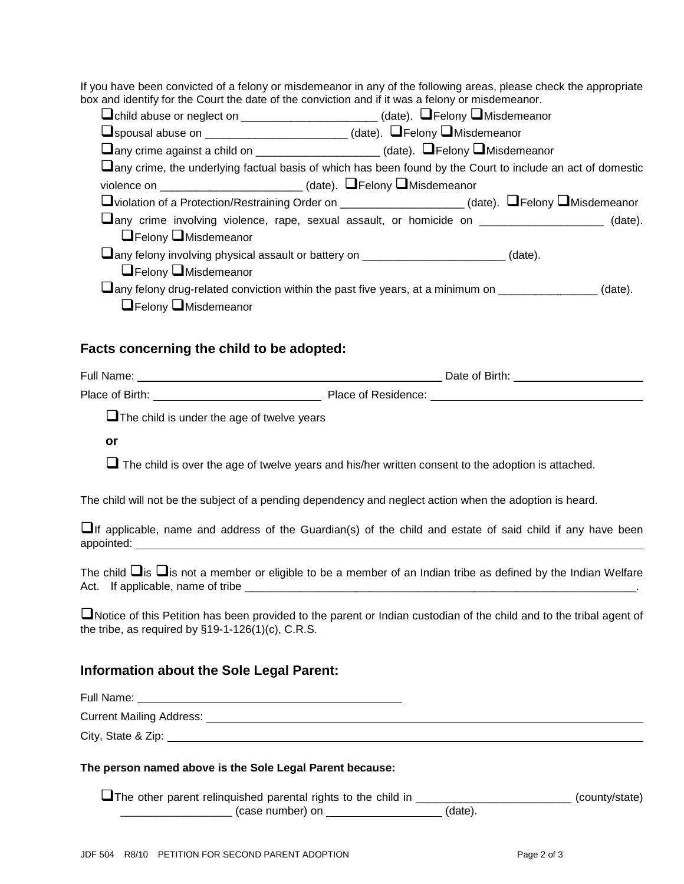If you have been convicted of a felony or misdemeanor in any of the following areas, please check the appropriate box and identify for the Court the date of the conviction and if it was a felony or misdemeanor.

- ❑child abuse or neglect on _____________________ (date). ❑Felony ❑Misdemeanor
- ❑spousal abuse on ______________________ (date). ❑Felony ❑Misdemeanor
- ❑any crime against a child on ____________________ (date). ❑Felony ❑Misdemeanor
- ❑any crime, the underlying factual basis of which has been found by the Court to include an act of domestic violence on ______________________ (date). ❑Felony ❑Misdemeanor
- ❑violation of a Protection/Restraining Order on ___________________ (date). ❑Felony ❑Misdemeanor
- ❑any crime involving violence, rape, sexual assault, or homicide on ___________________ (date). ❑Felony ❑Misdemeanor
- ❑any felony involving physical assault or battery on ______________________ (date). ❑Felony ❑Misdemeanor
- ❑any felony drug-related conviction within the past five years, at a minimum on _______________ (date). ❑Felony ❑Misdemeanor

## Facts concerning the child to be adopted:

Full Name: ______________________________________________ Date of Birth: ____________________

Place of Birth: __________________________ Place of Residence: __________________________________

❑The child is under the age of twelve years

**or**

❑ The child is over the age of twelve years and his/her written consent to the adoption is attached.

The child will not be the subject of a pending dependency and neglect action when the adoption is heard.

❑If applicable, name and address of the Guardian(s) of the child and estate of said child if any have been appointed: ______________________________________________________________________________

The child ❑is ❑is not a member or eligible to be a member of an Indian tribe as defined by the Indian Welfare Act. If applicable, name of tribe _________________________________________________________________.

❑Notice of this Petition has been provided to the parent or Indian custodian of the child and to the tribal agent of the tribe, as required by §19-1-126(1)(c), C.R.S.

## Information about the Sole Legal Parent:

Full Name: __________________________________________

Current Mailing Address: ______________________________________________________________

City, State & Zip: ____________________________________________________________________

**The person named above is the Sole Legal Parent because:**

❑The other parent relinquished parental rights to the child in ________________________ (county/state) __________________ (case number) on __________________ (date).

JDF 504 R8/10 PETITION FOR SECOND PARENT ADOPTION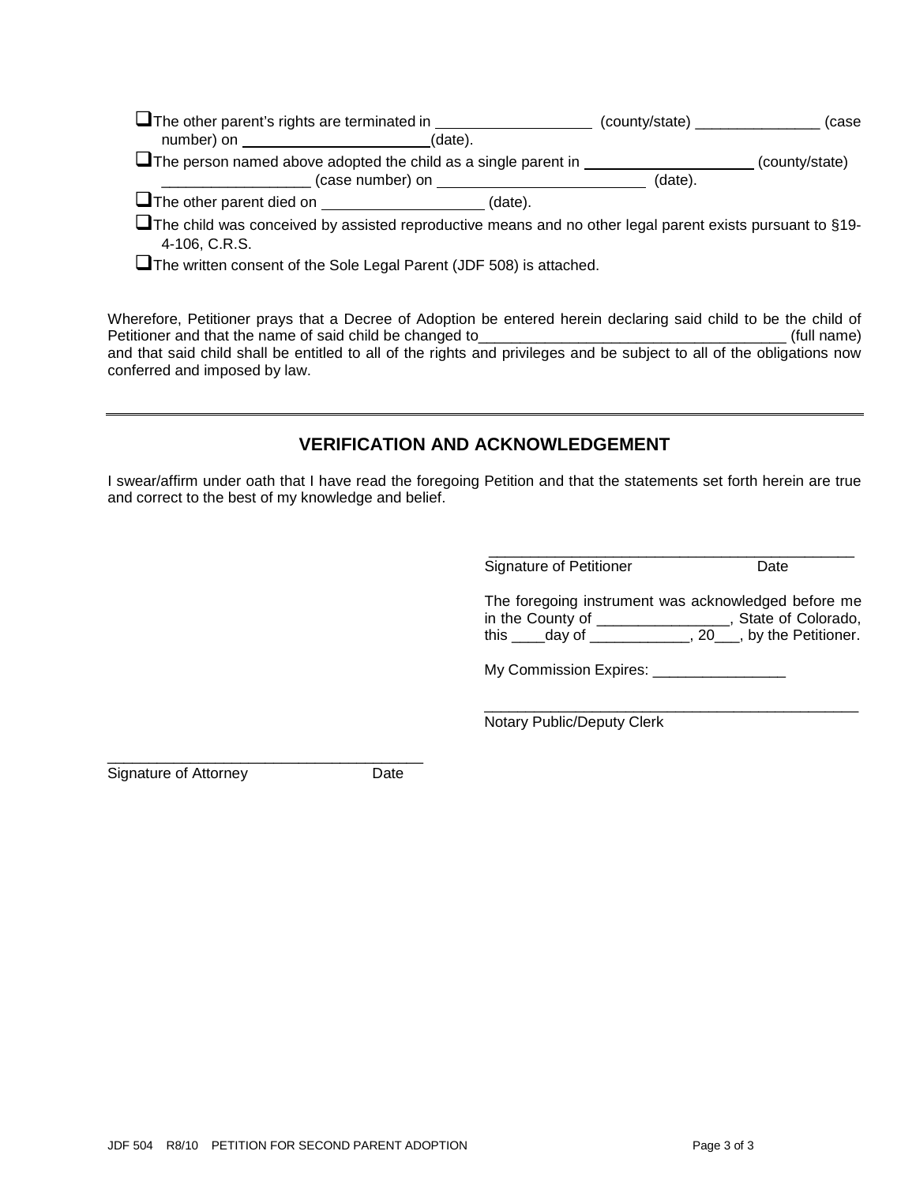- ☐ The other parent's rights are terminated in ___________________ (county/state) _______________ (case number) on _______________________ (date).
- ☐ The person named above adopted the child as a single parent in _____________________ (county/state) __________________ (case number) on _________________________ (date).
- ☐ The other parent died on ___________________ (date).
- ☐ The child was conceived by assisted reproductive means and no other legal parent exists pursuant to §19-4-106, C.R.S.
- ☐ The written consent of the Sole Legal Parent (JDF 508) is attached.

Wherefore, Petitioner prays that a Decree of Adoption be entered herein declaring said child to be the child of Petitioner and that the name of said child be changed to_____________________________________ (full name) and that said child shall be entitled to all of the rights and privileges and be subject to all of the obligations now conferred and imposed by law.

---

## VERIFICATION AND ACKNOWLEDGEMENT

I swear/affirm under oath that I have read the foregoing Petition and that the statements set forth herein are true and correct to the best of my knowledge and belief.

_______________________________________________
Signature of Petitioner Date

The foregoing instrument was acknowledged before me in the County of ________________, State of Colorado, this ____day of ____________, 20___, by the Petitioner.

My Commission Expires: ________________

_______________________________________________
Notary Public/Deputy Clerk

______________________________________
Signature of Attorney Date